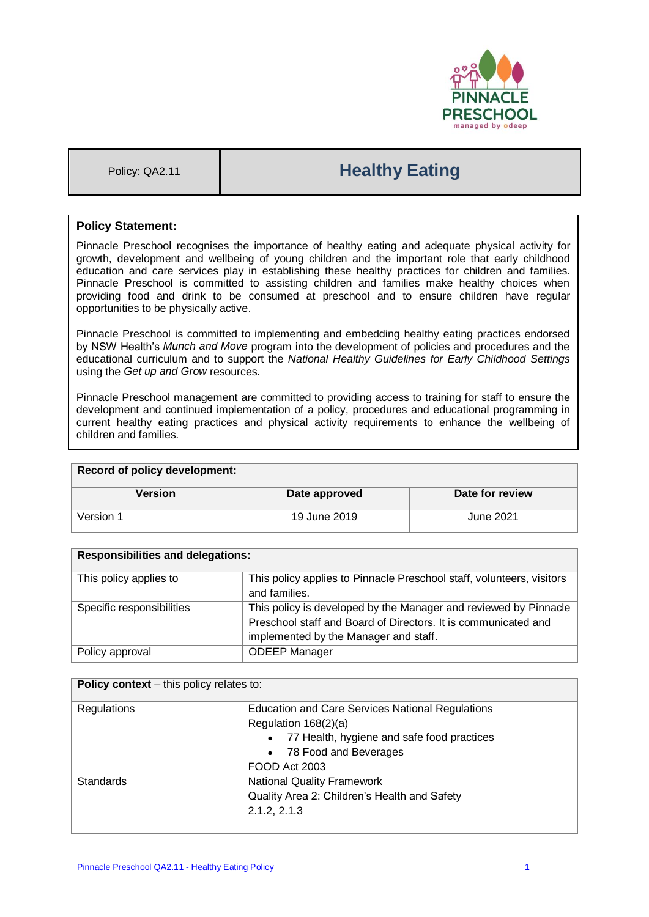| Policy: QA2.11 | **Healthy Eating** |
|---|---|

**Policy Statement:**

Pinnacle Preschool recognises the importance of healthy eating and adequate physical activity for growth, development and wellbeing of young children and the important role that early childhood education and care services play in establishing these healthy practices for children and families. Pinnacle Preschool is committed to assisting children and families make healthy choices when providing food and drink to be consumed at preschool and to ensure children have regular opportunities to be physically active.

Pinnacle Preschool is committed to implementing and embedding healthy eating practices endorsed by NSW Health's *Munch and Move* program into the development of policies and procedures and the educational curriculum and to support the *National Healthy Guidelines for Early Childhood Settings* using the *Get up and Grow* resources.

Pinnacle Preschool management are committed to providing access to training for staff to ensure the development and continued implementation of a policy, procedures and educational programming in current healthy eating practices and physical activity requirements to enhance the wellbeing of children and families.

| **Record of policy development:** | | |
|---|---|---|
| **Version** | **Date approved** | **Date for review** |
| Version 1 | 19 June 2019 | June 2021 |

| **Responsibilities and delegations:** | |
|---|---|
| This policy applies to | This policy applies to Pinnacle Preschool staff, volunteers, visitors and families. |
| Specific responsibilities | This policy is developed by the Manager and reviewed by Pinnacle Preschool staff and Board of Directors. It is communicated and implemented by the Manager and staff. |
| Policy approval | ODEEP Manager |

| **Policy context** – this policy relates to: | |
|---|---|
| Regulations | Education and Care Services National Regulations<br>Regulation 168(2)(a)<br>• 77 Health, hygiene and safe food practices<br>• 78 Food and Beverages<br>FOOD Act 2003 |
| Standards | National Quality Framework<br>Quality Area 2: Children's Health and Safety<br>2.1.2, 2.1.3 |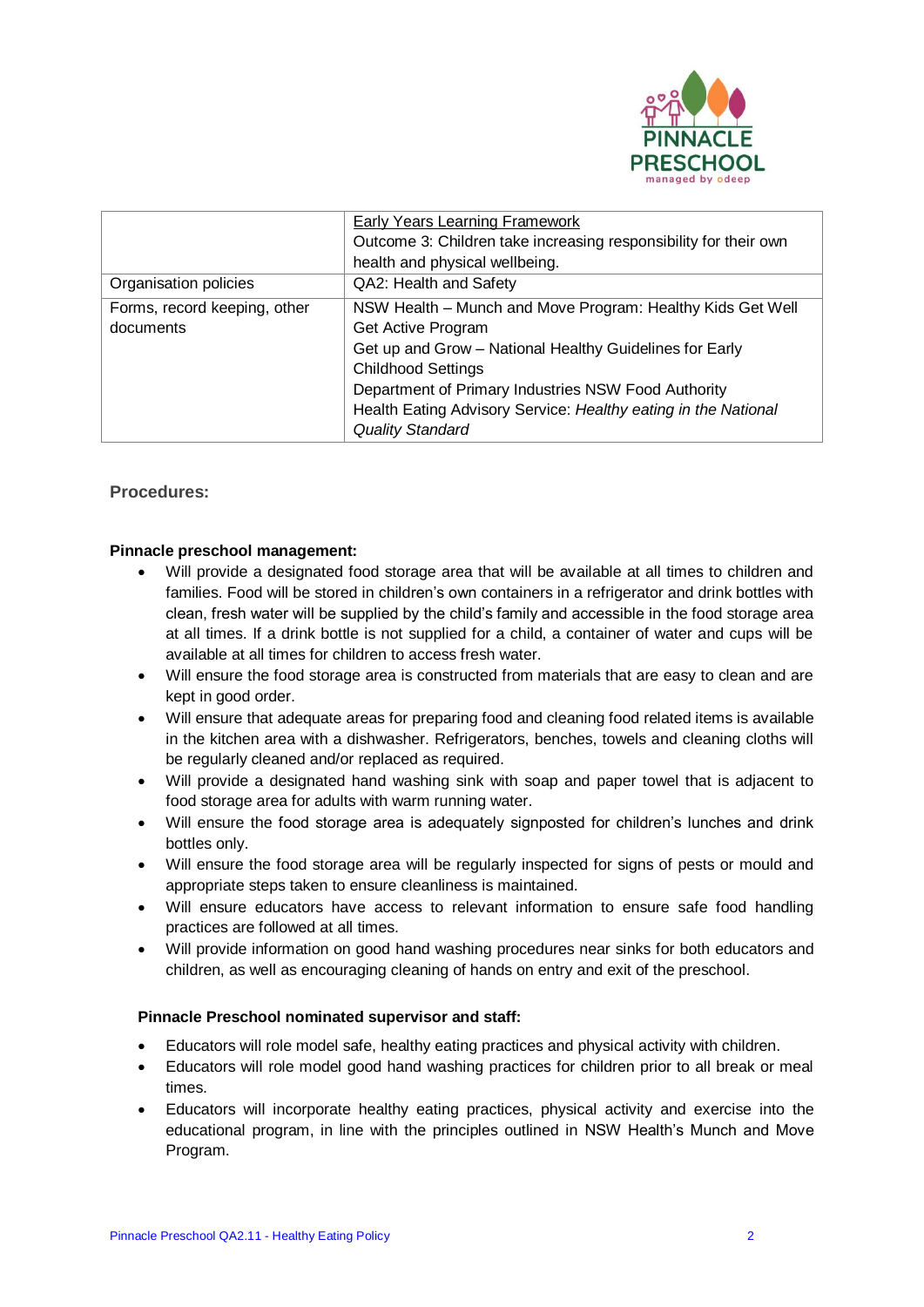| | |
|---|---|
| | Early Years Learning Framework<br>Outcome 3: Children take increasing responsibility for their own health and physical wellbeing. |
| Organisation policies | QA2: Health and Safety |
| Forms, record keeping, other documents | NSW Health – Munch and Move Program: Healthy Kids Get Well Get Active Program<br>Get up and Grow – National Healthy Guidelines for Early Childhood Settings<br>Department of Primary Industries NSW Food Authority<br>Health Eating Advisory Service: *Healthy eating in the National Quality Standard* |

## Procedures:

**Pinnacle preschool management:**

- Will provide a designated food storage area that will be available at all times to children and families. Food will be stored in children's own containers in a refrigerator and drink bottles with clean, fresh water will be supplied by the child's family and accessible in the food storage area at all times. If a drink bottle is not supplied for a child, a container of water and cups will be available at all times for children to access fresh water.
- Will ensure the food storage area is constructed from materials that are easy to clean and are kept in good order.
- Will ensure that adequate areas for preparing food and cleaning food related items is available in the kitchen area with a dishwasher. Refrigerators, benches, towels and cleaning cloths will be regularly cleaned and/or replaced as required.
- Will provide a designated hand washing sink with soap and paper towel that is adjacent to food storage area for adults with warm running water.
- Will ensure the food storage area is adequately signposted for children's lunches and drink bottles only.
- Will ensure the food storage area will be regularly inspected for signs of pests or mould and appropriate steps taken to ensure cleanliness is maintained.
- Will ensure educators have access to relevant information to ensure safe food handling practices are followed at all times.
- Will provide information on good hand washing procedures near sinks for both educators and children, as well as encouraging cleaning of hands on entry and exit of the preschool.

**Pinnacle Preschool nominated supervisor and staff:**

- Educators will role model safe, healthy eating practices and physical activity with children.
- Educators will role model good hand washing practices for children prior to all break or meal times.
- Educators will incorporate healthy eating practices, physical activity and exercise into the educational program, in line with the principles outlined in NSW Health's Munch and Move Program.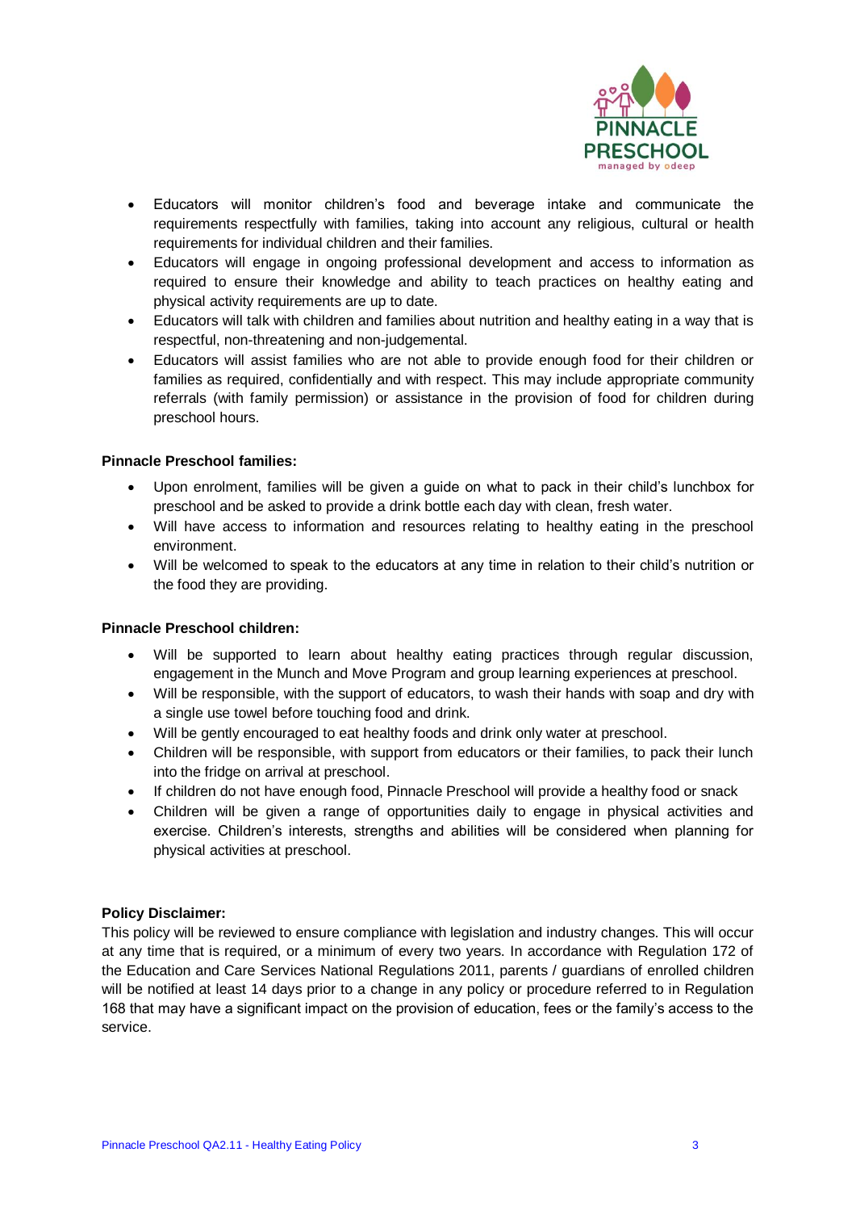- Educators will monitor children's food and beverage intake and communicate the requirements respectfully with families, taking into account any religious, cultural or health requirements for individual children and their families.
- Educators will engage in ongoing professional development and access to information as required to ensure their knowledge and ability to teach practices on healthy eating and physical activity requirements are up to date.
- Educators will talk with children and families about nutrition and healthy eating in a way that is respectful, non-threatening and non-judgemental.
- Educators will assist families who are not able to provide enough food for their children or families as required, confidentially and with respect. This may include appropriate community referrals (with family permission) or assistance in the provision of food for children during preschool hours.

**Pinnacle Preschool families:**

- Upon enrolment, families will be given a guide on what to pack in their child's lunchbox for preschool and be asked to provide a drink bottle each day with clean, fresh water.
- Will have access to information and resources relating to healthy eating in the preschool environment.
- Will be welcomed to speak to the educators at any time in relation to their child's nutrition or the food they are providing.

**Pinnacle Preschool children:**

- Will be supported to learn about healthy eating practices through regular discussion, engagement in the Munch and Move Program and group learning experiences at preschool.
- Will be responsible, with the support of educators, to wash their hands with soap and dry with a single use towel before touching food and drink.
- Will be gently encouraged to eat healthy foods and drink only water at preschool.
- Children will be responsible, with support from educators or their families, to pack their lunch into the fridge on arrival at preschool.
- If children do not have enough food, Pinnacle Preschool will provide a healthy food or snack
- Children will be given a range of opportunities daily to engage in physical activities and exercise. Children's interests, strengths and abilities will be considered when planning for physical activities at preschool.

**Policy Disclaimer:**

This policy will be reviewed to ensure compliance with legislation and industry changes. This will occur at any time that is required, or a minimum of every two years. In accordance with Regulation 172 of the Education and Care Services National Regulations 2011, parents / guardians of enrolled children will be notified at least 14 days prior to a change in any policy or procedure referred to in Regulation 168 that may have a significant impact on the provision of education, fees or the family's access to the service.